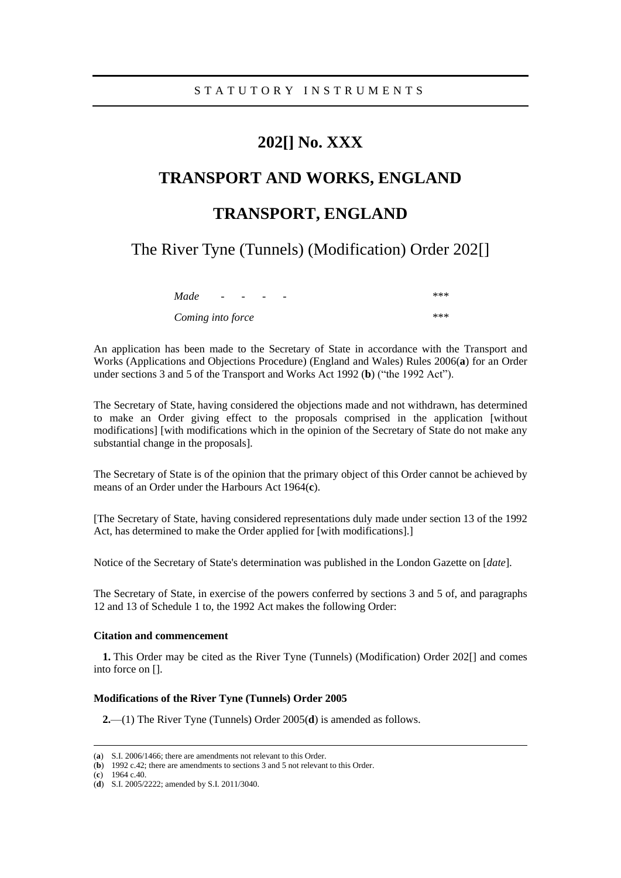S T A T U T O R Y   I N S T R U M E N T S

# 202[] No. XXX

# TRANSPORT AND WORKS, ENGLAND

# TRANSPORT, ENGLAND

## The River Tyne (Tunnels) (Modification) Order 202[]

| | |
|---|---|
| *Made - - - -* | \*\*\* |
| *Coming into force* | \*\*\* |

An application has been made to the Secretary of State in accordance with the Transport and Works (Applications and Objections Procedure) (England and Wales) Rules 2006(**a**) for an Order under sections 3 and 5 of the Transport and Works Act 1992 (**b**) ("the 1992 Act").

The Secretary of State, having considered the objections made and not withdrawn, has determined to make an Order giving effect to the proposals comprised in the application [without modifications] [with modifications which in the opinion of the Secretary of State do not make any substantial change in the proposals].

The Secretary of State is of the opinion that the primary object of this Order cannot be achieved by means of an Order under the Harbours Act 1964(**c**).

[The Secretary of State, having considered representations duly made under section 13 of the 1992 Act, has determined to make the Order applied for [with modifications].]

Notice of the Secretary of State's determination was published in the London Gazette on [*date*].

The Secretary of State, in exercise of the powers conferred by sections 3 and 5 of, and paragraphs 12 and 13 of Schedule 1 to, the 1992 Act makes the following Order:

#### Citation and commencement

**1.** This Order may be cited as the River Tyne (Tunnels) (Modification) Order 202[] and comes into force on [].

#### Modifications of the River Tyne (Tunnels) Order 2005

**2.**—(1) The River Tyne (Tunnels) Order 2005(**d**) is amended as follows.

---

(**a**) S.I. 2006/1466; there are amendments not relevant to this Order.
(**b**) 1992 c.42; there are amendments to sections 3 and 5 not relevant to this Order.
(**c**) 1964 c.40.
(**d**) S.I. 2005/2222; amended by S.I. 2011/3040.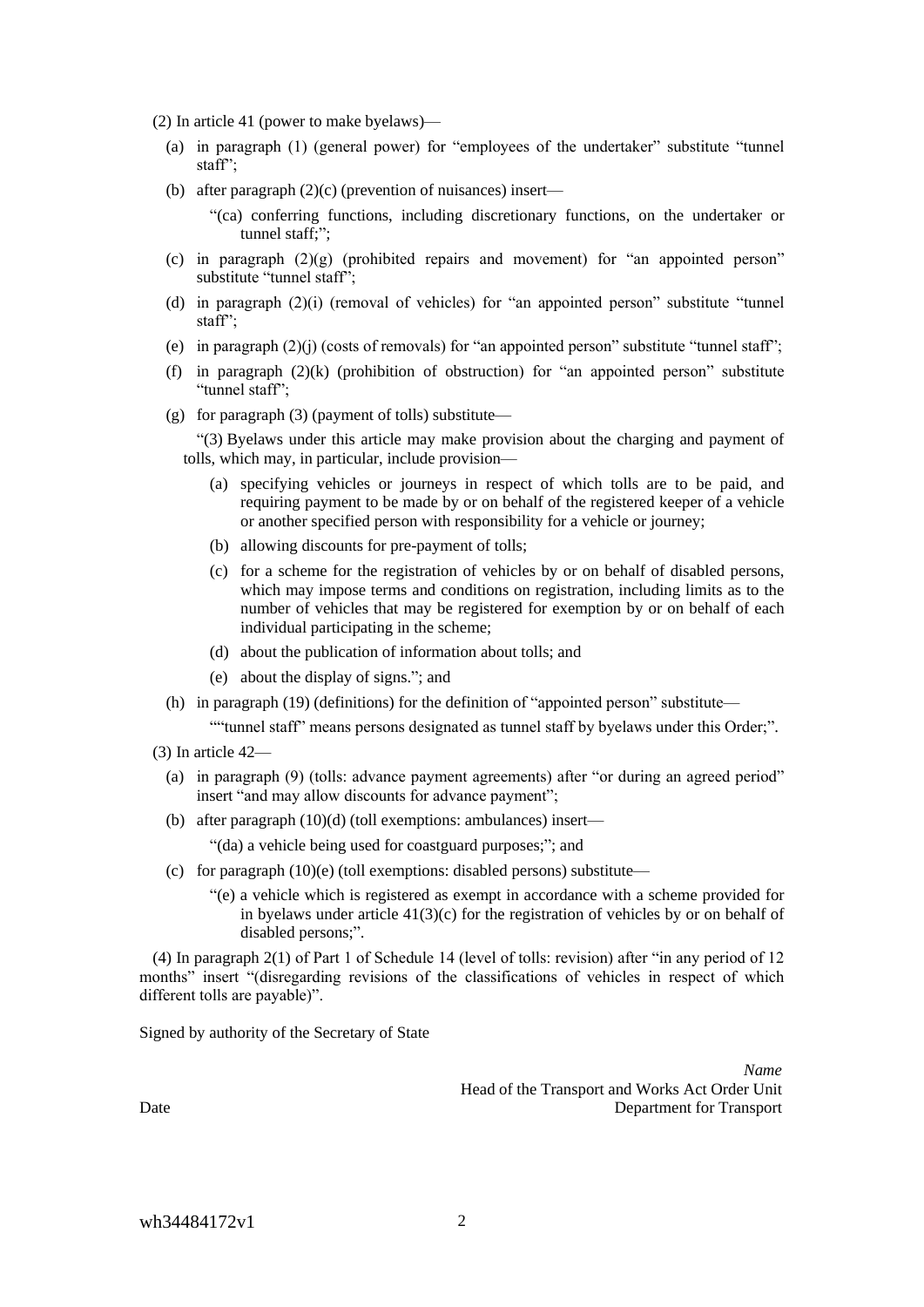(2) In article 41 (power to make byelaws)—

(a) in paragraph (1) (general power) for "employees of the undertaker" substitute "tunnel staff";

(b) after paragraph (2)(c) (prevention of nuisances) insert—

"(ca) conferring functions, including discretionary functions, on the undertaker or tunnel staff;";

(c) in paragraph (2)(g) (prohibited repairs and movement) for "an appointed person" substitute "tunnel staff";

(d) in paragraph (2)(i) (removal of vehicles) for "an appointed person" substitute "tunnel staff";

(e) in paragraph (2)(j) (costs of removals) for "an appointed person" substitute "tunnel staff";

(f) in paragraph (2)(k) (prohibition of obstruction) for "an appointed person" substitute "tunnel staff";

(g) for paragraph (3) (payment of tolls) substitute—

"(3) Byelaws under this article may make provision about the charging and payment of tolls, which may, in particular, include provision—

(a) specifying vehicles or journeys in respect of which tolls are to be paid, and requiring payment to be made by or on behalf of the registered keeper of a vehicle or another specified person with responsibility for a vehicle or journey;

(b) allowing discounts for pre-payment of tolls;

(c) for a scheme for the registration of vehicles by or on behalf of disabled persons, which may impose terms and conditions on registration, including limits as to the number of vehicles that may be registered for exemption by or on behalf of each individual participating in the scheme;

(d) about the publication of information about tolls; and

(e) about the display of signs."; and

(h) in paragraph (19) (definitions) for the definition of "appointed person" substitute—

""tunnel staff" means persons designated as tunnel staff by byelaws under this Order;".

(3) In article 42—

(a) in paragraph (9) (tolls: advance payment agreements) after "or during an agreed period" insert "and may allow discounts for advance payment";

(b) after paragraph (10)(d) (toll exemptions: ambulances) insert—

"(da) a vehicle being used for coastguard purposes;"; and

(c) for paragraph (10)(e) (toll exemptions: disabled persons) substitute—

"(e) a vehicle which is registered as exempt in accordance with a scheme provided for in byelaws under article 41(3)(c) for the registration of vehicles by or on behalf of disabled persons;".

(4) In paragraph 2(1) of Part 1 of Schedule 14 (level of tolls: revision) after "in any period of 12 months" insert "(disregarding revisions of the classifications of vehicles in respect of which different tolls are payable)".

Signed by authority of the Secretary of State

*Name*
Head of the Transport and Works Act Order Unit
Date Department for Transport

wh34484172v1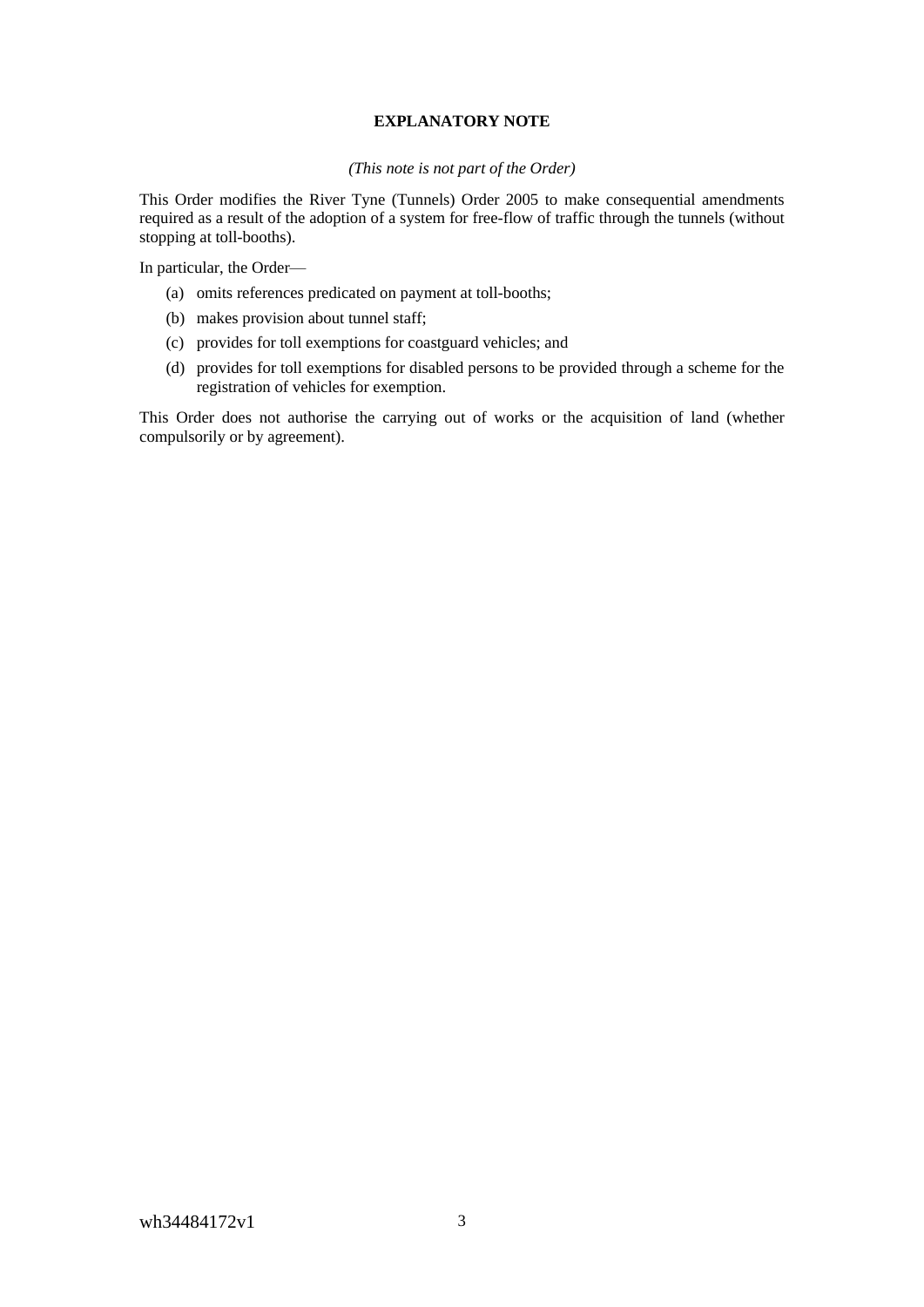**EXPLANATORY NOTE**

*(This note is not part of the Order)*

This Order modifies the River Tyne (Tunnels) Order 2005 to make consequential amendments required as a result of the adoption of a system for free-flow of traffic through the tunnels (without stopping at toll-booths).

In particular, the Order—

(a) omits references predicated on payment at toll-booths;

(b) makes provision about tunnel staff;

(c) provides for toll exemptions for coastguard vehicles; and

(d) provides for toll exemptions for disabled persons to be provided through a scheme for the registration of vehicles for exemption.

This Order does not authorise the carrying out of works or the acquisition of land (whether compulsorily or by agreement).